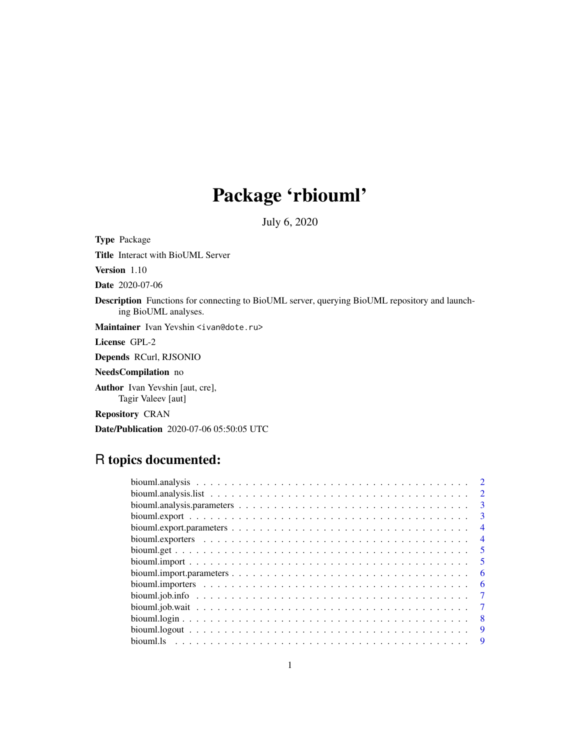# Package 'rbiouml'

July 6, 2020

**Type** Package

**Title** Interact with BioUML Server

**Version** 1.10

**Date** 2020-07-06

**Description** Functions for connecting to BioUML server, querying BioUML repository and launching BioUML analyses.

**Maintainer** Ivan Yevshin <ivan@dote.ru>

**License** GPL-2

**Depends** RCurl, RJSONIO

**NeedsCompilation** no

**Author** Ivan Yevshin [aut, cre],
Tagir Valeev [aut]

**Repository** CRAN

**Date/Publication** 2020-07-06 05:50:05 UTC

## R topics documented:

- biouml.analysis . . . . . . . . . . . . . . . . . . . . . . . . . . . . . . . . . . . . . . 2
- biouml.analysis.list . . . . . . . . . . . . . . . . . . . . . . . . . . . . . . . . . . . . 2
- biouml.analysis.parameters . . . . . . . . . . . . . . . . . . . . . . . . . . . . . . . . . 3
- biouml.export . . . . . . . . . . . . . . . . . . . . . . . . . . . . . . . . . . . . . . . 3
- biouml.export.parameters . . . . . . . . . . . . . . . . . . . . . . . . . . . . . . . . . 4
- biouml.exporters . . . . . . . . . . . . . . . . . . . . . . . . . . . . . . . . . . . . . 4
- biouml.get . . . . . . . . . . . . . . . . . . . . . . . . . . . . . . . . . . . . . . . . 5
- biouml.import . . . . . . . . . . . . . . . . . . . . . . . . . . . . . . . . . . . . . . 5
- biouml.import.parameters . . . . . . . . . . . . . . . . . . . . . . . . . . . . . . . . . 6
- biouml.importers . . . . . . . . . . . . . . . . . . . . . . . . . . . . . . . . . . . . . 6
- biouml.job.info . . . . . . . . . . . . . . . . . . . . . . . . . . . . . . . . . . . . . . 7
- biouml.job.wait . . . . . . . . . . . . . . . . . . . . . . . . . . . . . . . . . . . . . . 7
- biouml.login . . . . . . . . . . . . . . . . . . . . . . . . . . . . . . . . . . . . . . . 8
- biouml.logout . . . . . . . . . . . . . . . . . . . . . . . . . . . . . . . . . . . . . . 9
- biouml.ls . . . . . . . . . . . . . . . . . . . . . . . . . . . . . . . . . . . . . . . . 9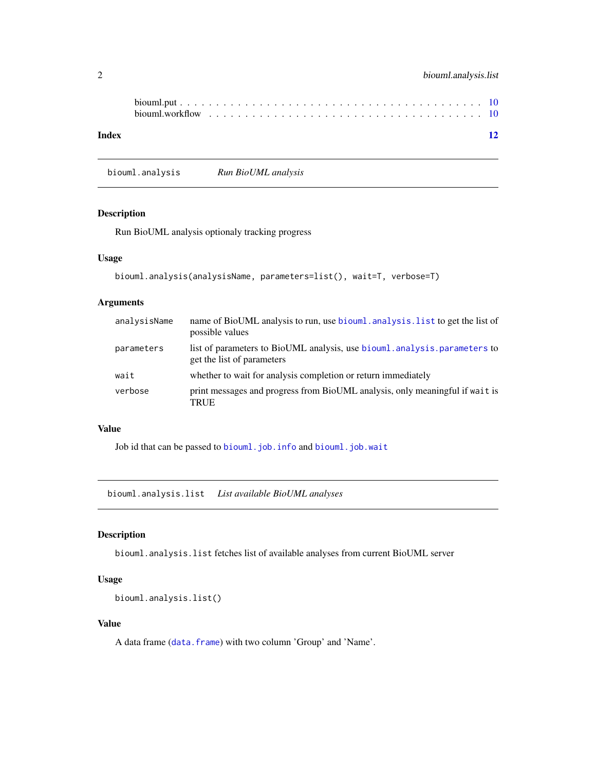biouml.put . . . . . . . . . . . . . . . . . . . . . . . . . . . . . . . . . . . . . . . . 10
biouml.workflow . . . . . . . . . . . . . . . . . . . . . . . . . . . . . . . . . . . . . 10

**Index** **12**

---

## biouml.analysis *Run BioUML analysis*

### Description

Run BioUML analysis optionaly tracking progress

### Usage

```
biouml.analysis(analysisName, parameters=list(), wait=T, verbose=T)
```

### Arguments

| | |
|---|---|
| `analysisName` | name of BioUML analysis to run, use `biouml.analysis.list` to get the list of possible values |
| `parameters` | list of parameters to BioUML analysis, use `biouml.analysis.parameters` to get the list of parameters |
| `wait` | whether to wait for analysis completion or return immediately |
| `verbose` | print messages and progress from BioUML analysis, only meaningful if `wait` is TRUE |

### Value

Job id that can be passed to `biouml.job.info` and `biouml.job.wait`

---

## biouml.analysis.list *List available BioUML analyses*

### Description

`biouml.analysis.list` fetches list of available analyses from current BioUML server

### Usage

```
biouml.analysis.list()
```

### Value

A data frame (`data.frame`) with two column 'Group' and 'Name'.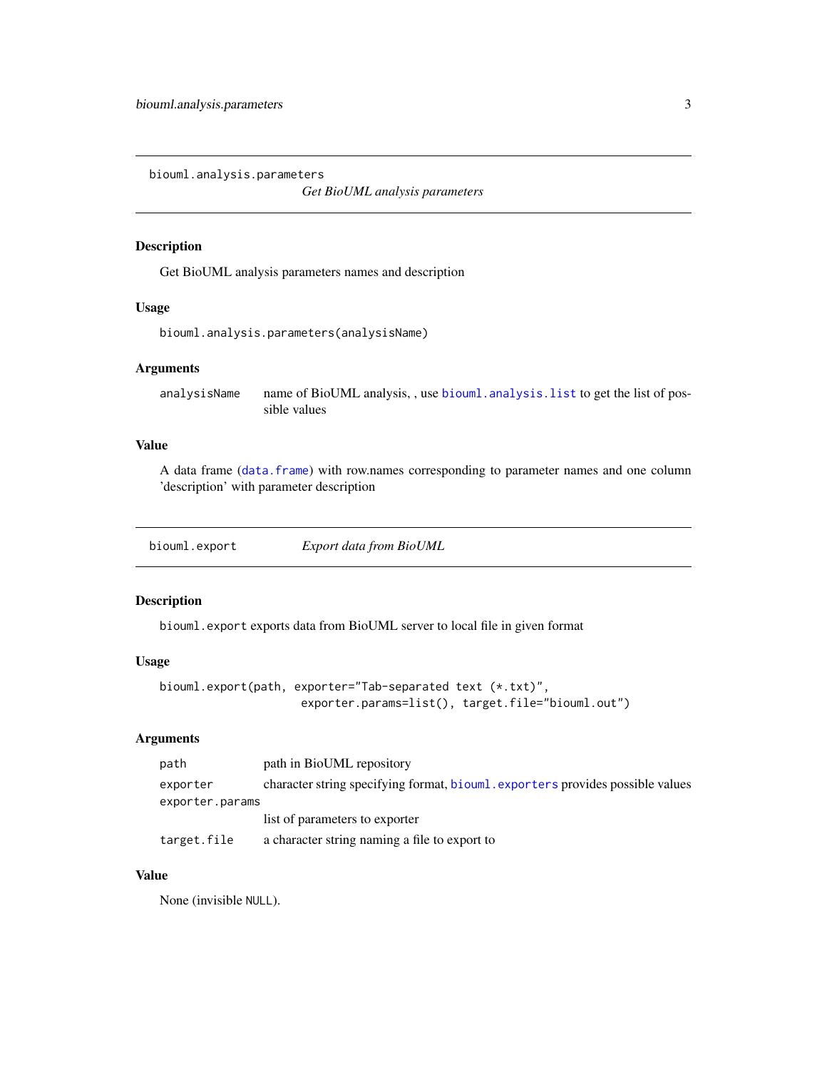## biouml.analysis.parameters — *Get BioUML analysis parameters*

### Description

Get BioUML analysis parameters names and description

### Usage

```
biouml.analysis.parameters(analysisName)
```

### Arguments

| | |
|---|---|
| analysisName | name of BioUML analysis, , use `biouml.analysis.list` to get the list of possible values |

### Value

A data frame (`data.frame`) with row.names corresponding to parameter names and one column 'description' with parameter description

## biouml.export — *Export data from BioUML*

### Description

`biouml.export` exports data from BioUML server to local file in given format

### Usage

```
biouml.export(path, exporter="Tab-separated text (*.txt)",
                        exporter.params=list(), target.file="biouml.out")
```

### Arguments

| | |
|---|---|
| path | path in BioUML repository |
| exporter | character string specifying format, `biouml.exporters` provides possible values |
| exporter.params | list of parameters to exporter |
| target.file | a character string naming a file to export to |

### Value

None (invisible `NULL`).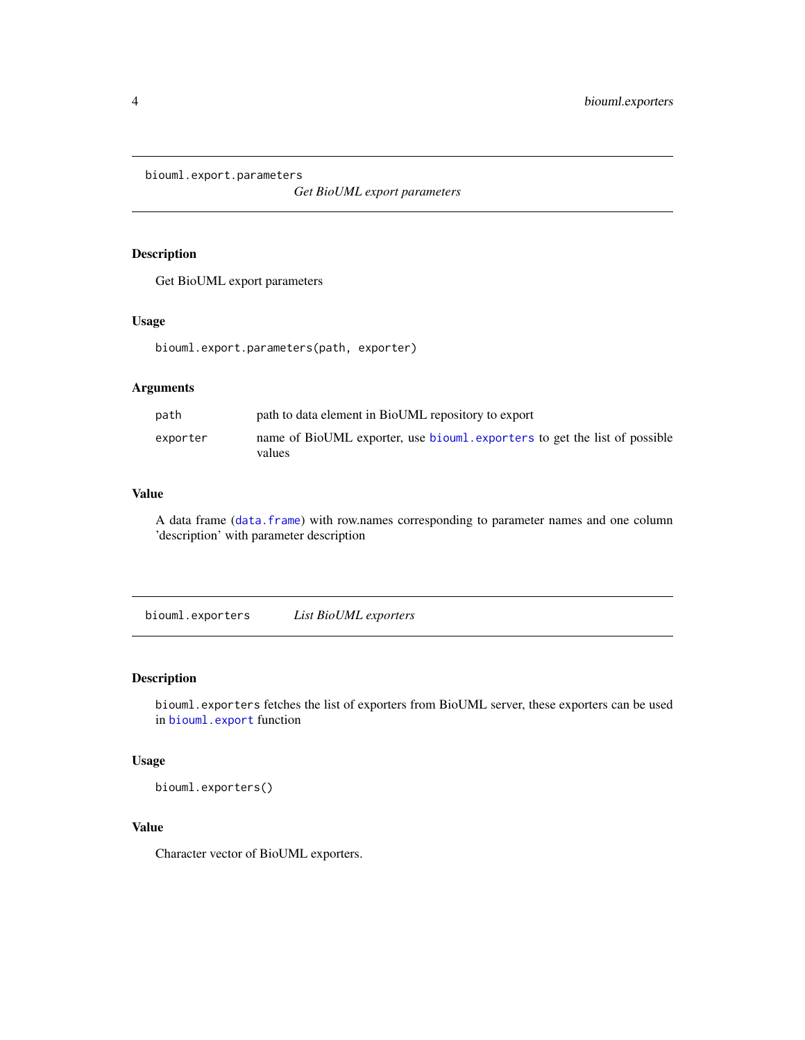## biouml.export.parameters

*Get BioUML export parameters*

### Description

Get BioUML export parameters

### Usage

```
biouml.export.parameters(path, exporter)
```

### Arguments

| | |
|---|---|
| `path` | path to data element in BioUML repository to export |
| `exporter` | name of BioUML exporter, use `biouml.exporters` to get the list of possible values |

### Value

A data frame (`data.frame`) with row.names corresponding to parameter names and one column 'description' with parameter description

## biouml.exporters

*List BioUML exporters*

### Description

`biouml.exporters` fetches the list of exporters from BioUML server, these exporters can be used in `biouml.export` function

### Usage

```
biouml.exporters()
```

### Value

Character vector of BioUML exporters.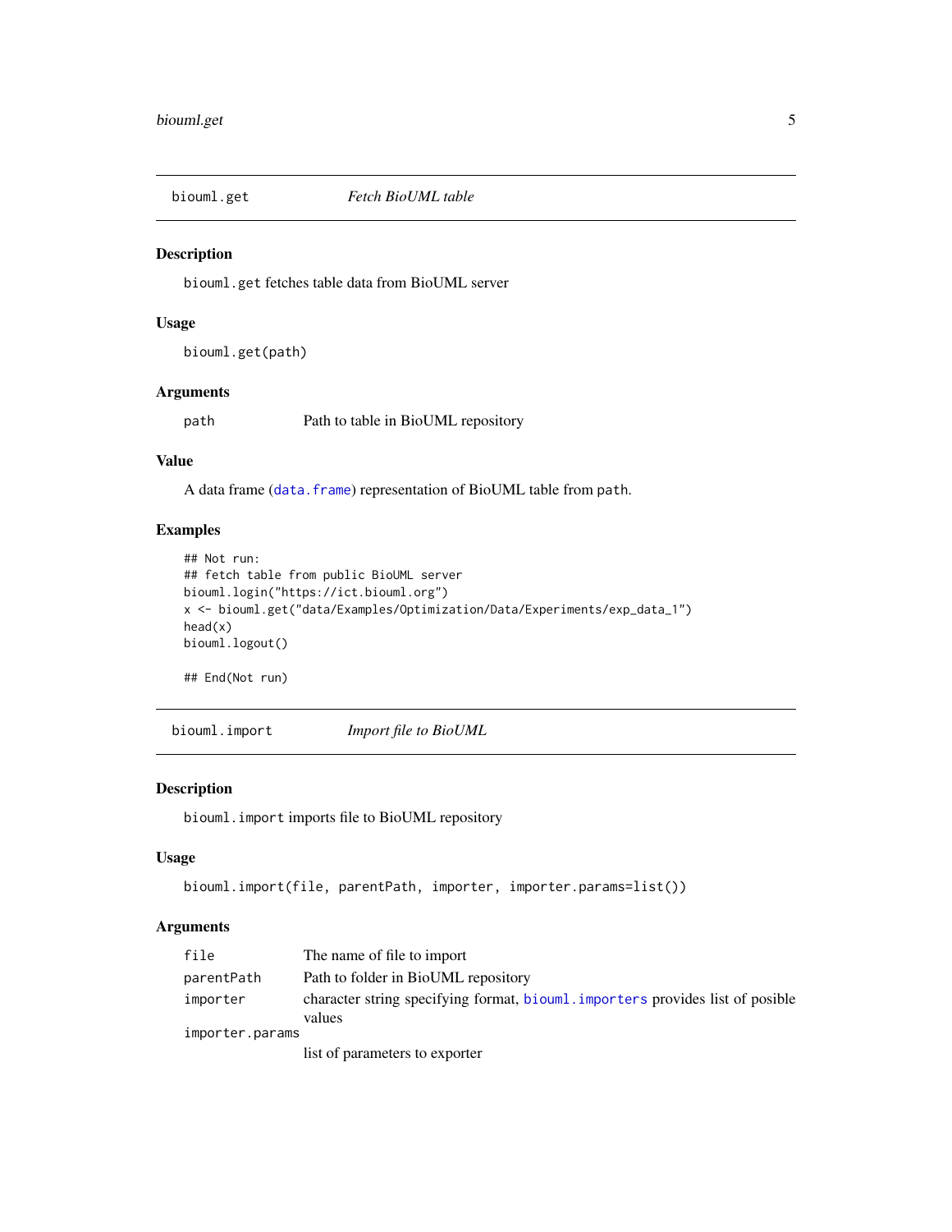## biouml.get — *Fetch BioUML table*

### Description

`biouml.get` fetches table data from BioUML server

### Usage

```
biouml.get(path)
```

### Arguments

| | |
|---|---|
| `path` | Path to table in BioUML repository |

### Value

A data frame (`data.frame`) representation of BioUML table from `path`.

### Examples

```
## Not run:
## fetch table from public BioUML server
biouml.login("https://ict.biouml.org")
x <- biouml.get("data/Examples/Optimization/Data/Experiments/exp_data_1")
head(x)
biouml.logout()

## End(Not run)
```

## biouml.import — *Import file to BioUML*

### Description

`biouml.import` imports file to BioUML repository

### Usage

```
biouml.import(file, parentPath, importer, importer.params=list())
```

### Arguments

| | |
|---|---|
| `file` | The name of file to import |
| `parentPath` | Path to folder in BioUML repository |
| `importer` | character string specifying format, `biouml.importers` provides list of posible values |
| `importer.params` | list of parameters to exporter |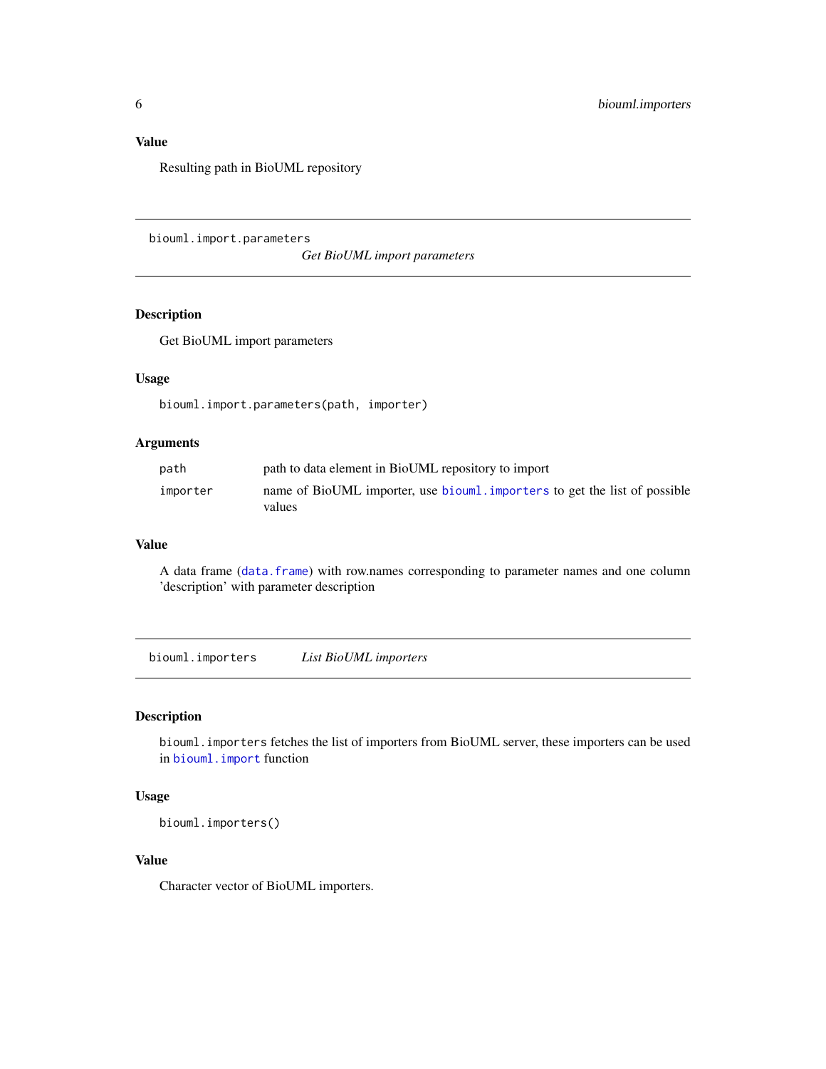### Value

Resulting path in BioUML repository

---

## biouml.import.parameters — *Get BioUML import parameters*

### Description

Get BioUML import parameters

### Usage

```
biouml.import.parameters(path, importer)
```

### Arguments

| | |
|---|---|
| `path` | path to data element in BioUML repository to import |
| `importer` | name of BioUML importer, use `biouml.importers` to get the list of possible values |

### Value

A data frame (`data.frame`) with row.names corresponding to parameter names and one column 'description' with parameter description

---

## biouml.importers — *List BioUML importers*

### Description

`biouml.importers` fetches the list of importers from BioUML server, these importers can be used in `biouml.import` function

### Usage

```
biouml.importers()
```

### Value

Character vector of BioUML importers.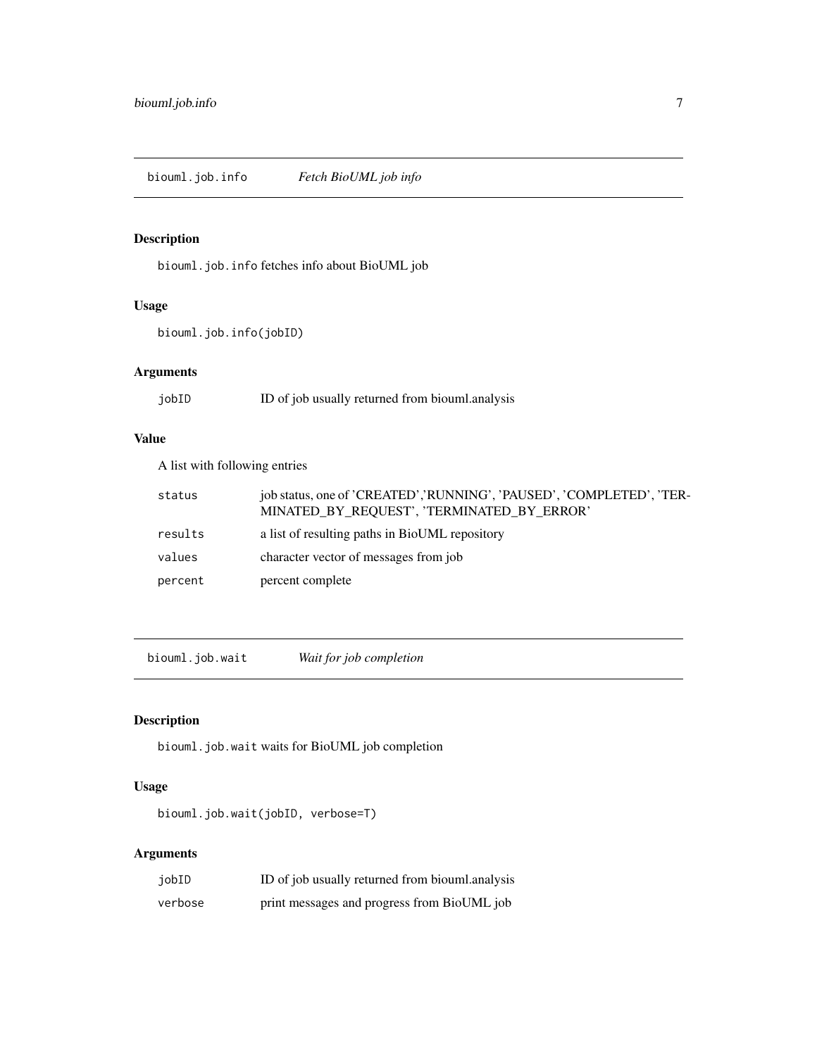## biouml.job.info *Fetch BioUML job info*

### Description

`biouml.job.info` fetches info about BioUML job

### Usage

```
biouml.job.info(jobID)
```

### Arguments

| | |
|---|---|
| `jobID` | ID of job usually returned from biouml.analysis |

### Value

A list with following entries

| | |
|---|---|
| `status` | job status, one of 'CREATED','RUNNING', 'PAUSED', 'COMPLETED', 'TERMINATED_BY_REQUEST', 'TERMINATED_BY_ERROR' |
| `results` | a list of resulting paths in BioUML repository |
| `values` | character vector of messages from job |
| `percent` | percent complete |

## biouml.job.wait *Wait for job completion*

### Description

`biouml.job.wait` waits for BioUML job completion

### Usage

```
biouml.job.wait(jobID, verbose=T)
```

### Arguments

| | |
|---|---|
| `jobID` | ID of job usually returned from biouml.analysis |
| `verbose` | print messages and progress from BioUML job |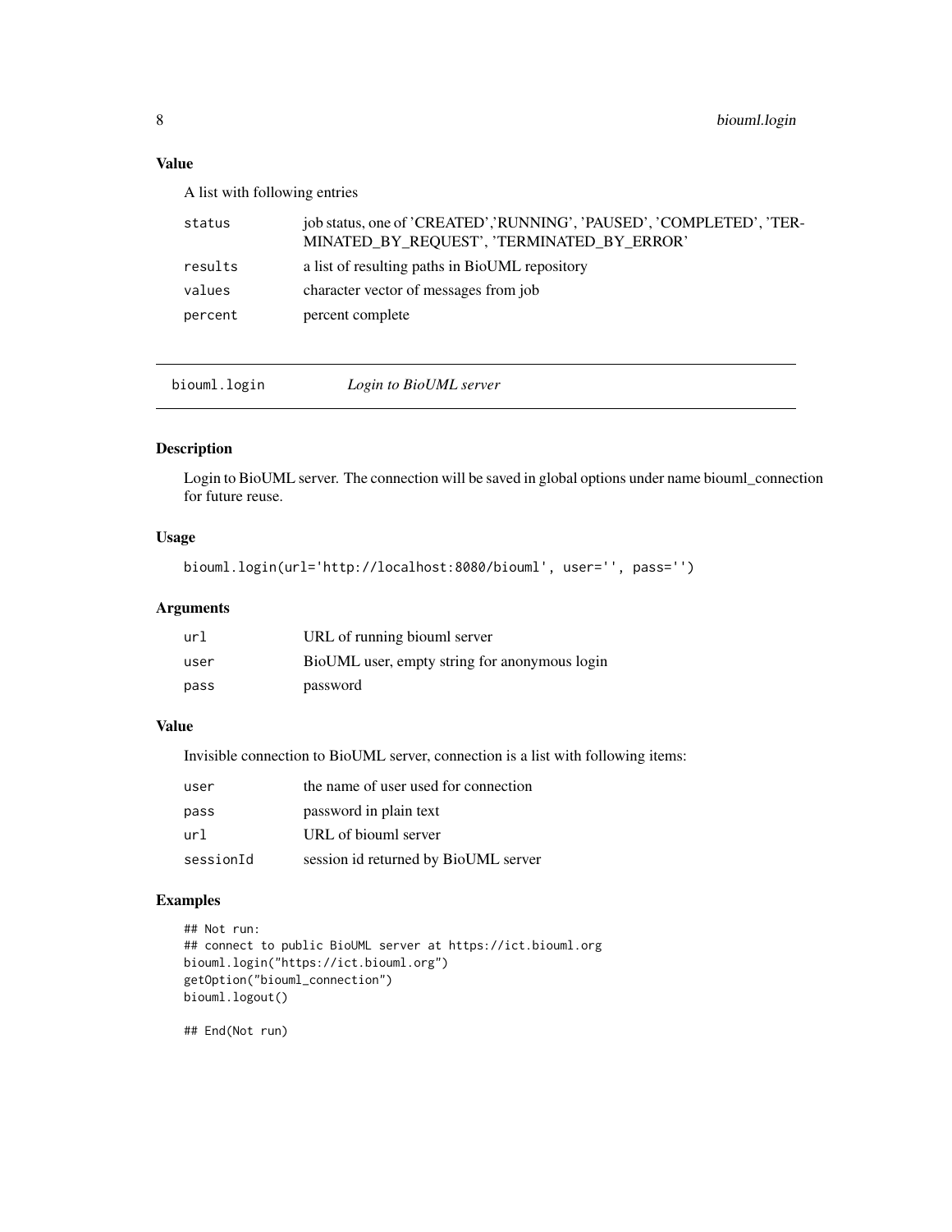### Value

A list with following entries

| | |
|---|---|
| status | job status, one of 'CREATED','RUNNING', 'PAUSED', 'COMPLETED', 'TERMINATED_BY_REQUEST', 'TERMINATED_BY_ERROR' |
| results | a list of resulting paths in BioUML repository |
| values | character vector of messages from job |
| percent | percent complete |

---

## biouml.login *Login to BioUML server*

### Description

Login to BioUML server. The connection will be saved in global options under name biouml_connection for future reuse.

### Usage

```
biouml.login(url='http://localhost:8080/biouml', user='', pass='')
```

### Arguments

| | |
|---|---|
| url | URL of running biouml server |
| user | BioUML user, empty string for anonymous login |
| pass | password |

### Value

Invisible connection to BioUML server, connection is a list with following items:

| | |
|---|---|
| user | the name of user used for connection |
| pass | password in plain text |
| url | URL of biouml server |
| sessionId | session id returned by BioUML server |

### Examples

```
## Not run:
## connect to public BioUML server at https://ict.biouml.org
biouml.login("https://ict.biouml.org")
getOption("biouml_connection")
biouml.logout()

## End(Not run)
```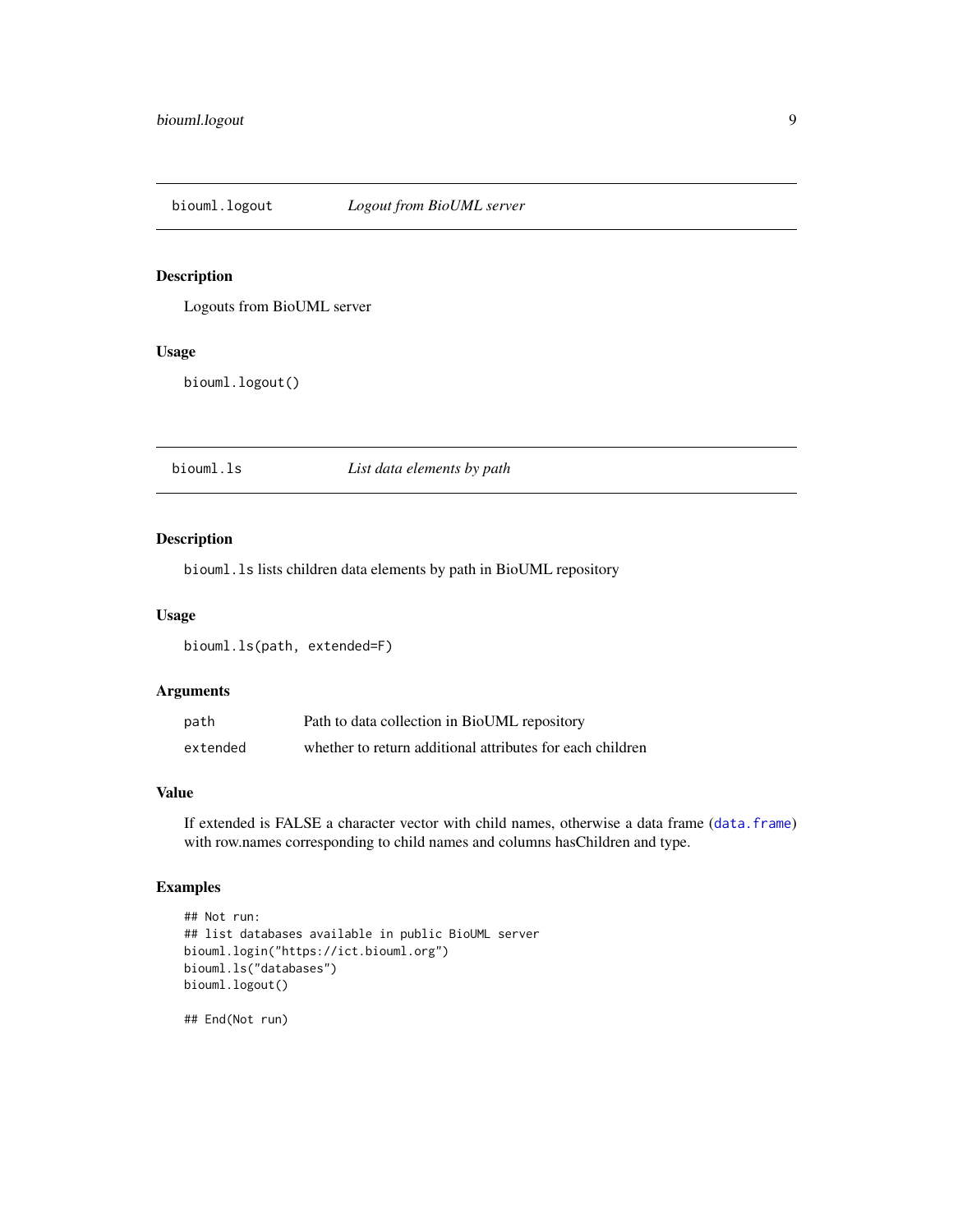## biouml.logout — *Logout from BioUML server*

### Description

Logouts from BioUML server

### Usage

```
biouml.logout()
```

## biouml.ls — *List data elements by path*

### Description

`biouml.ls` lists children data elements by path in BioUML repository

### Usage

```
biouml.ls(path, extended=F)
```

### Arguments

| | |
|---|---|
| `path` | Path to data collection in BioUML repository |
| `extended` | whether to return additional attributes for each children |

### Value

If extended is FALSE a character vector with child names, otherwise a data frame (`data.frame`) with row.names corresponding to child names and columns hasChildren and type.

### Examples

```
## Not run:
## list databases available in public BioUML server
biouml.login("https://ict.biouml.org")
biouml.ls("databases")
biouml.logout()

## End(Not run)
```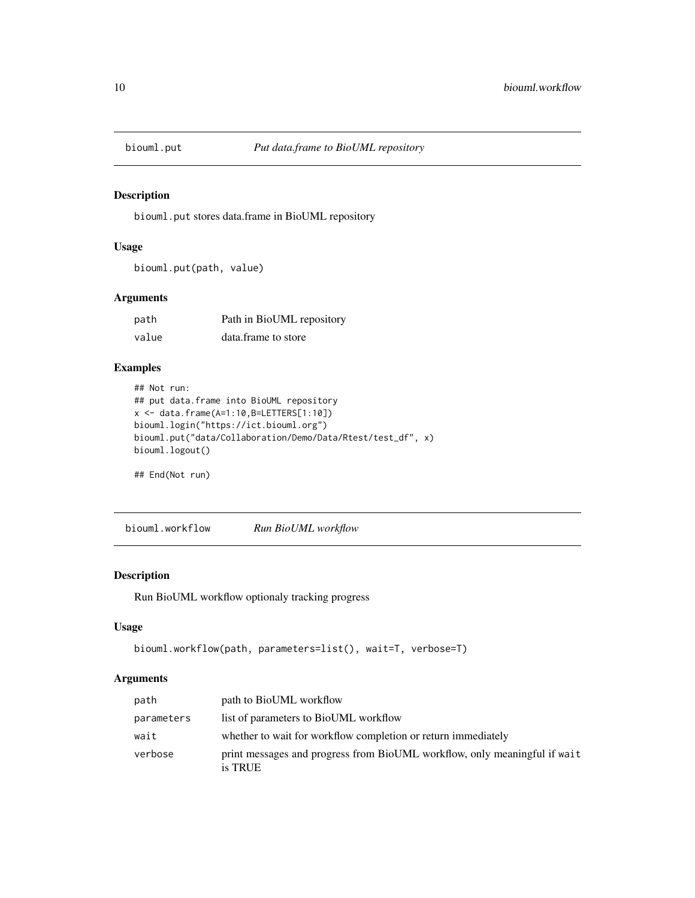## biouml.put — *Put data.frame to BioUML repository*

### Description

biouml.put stores data.frame in BioUML repository

### Usage

```
biouml.put(path, value)
```

### Arguments

| | |
|---|---|
| path | Path in BioUML repository |
| value | data.frame to store |

### Examples

```
## Not run:
## put data.frame into BioUML repository
x <- data.frame(A=1:10,B=LETTERS[1:10])
biouml.login("https://ict.biouml.org")
biouml.put("data/Collaboration/Demo/Data/Rtest/test_df", x)
biouml.logout()

## End(Not run)
```

## biouml.workflow — *Run BioUML workflow*

### Description

Run BioUML workflow optionaly tracking progress

### Usage

```
biouml.workflow(path, parameters=list(), wait=T, verbose=T)
```

### Arguments

| | |
|---|---|
| path | path to BioUML workflow |
| parameters | list of parameters to BioUML workflow |
| wait | whether to wait for workflow completion or return immediately |
| verbose | print messages and progress from BioUML workflow, only meaningful if wait is TRUE |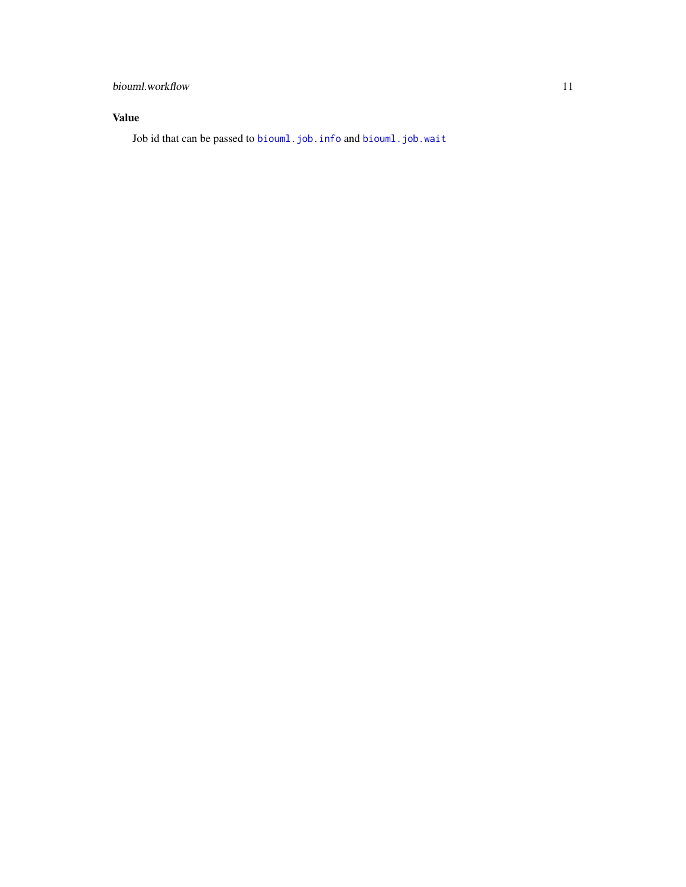### Value

Job id that can be passed to `biouml.job.info` and `biouml.job.wait`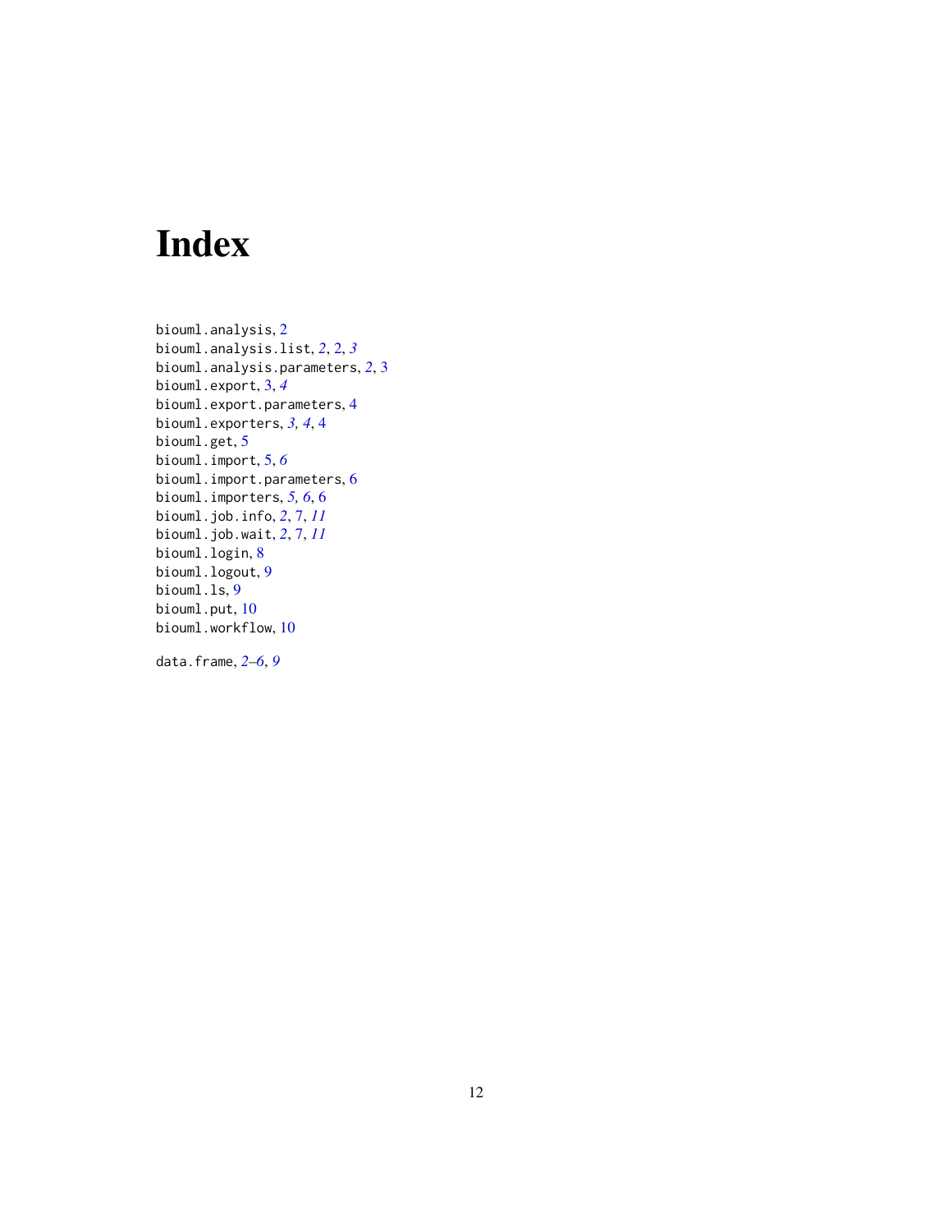# Index

biouml.analysis, 2
biouml.analysis.list, *2*, 2, *3*
biouml.analysis.parameters, *2*, 3
biouml.export, 3, *4*
biouml.export.parameters, 4
biouml.exporters, *3, 4*, 4
biouml.get, 5
biouml.import, 5, *6*
biouml.import.parameters, 6
biouml.importers, *5, 6*, 6
biouml.job.info, *2*, 7, *11*
biouml.job.wait, *2*, 7, *11*
biouml.login, 8
biouml.logout, 9
biouml.ls, 9
biouml.put, 10
biouml.workflow, 10

data.frame, *2–6*, *9*